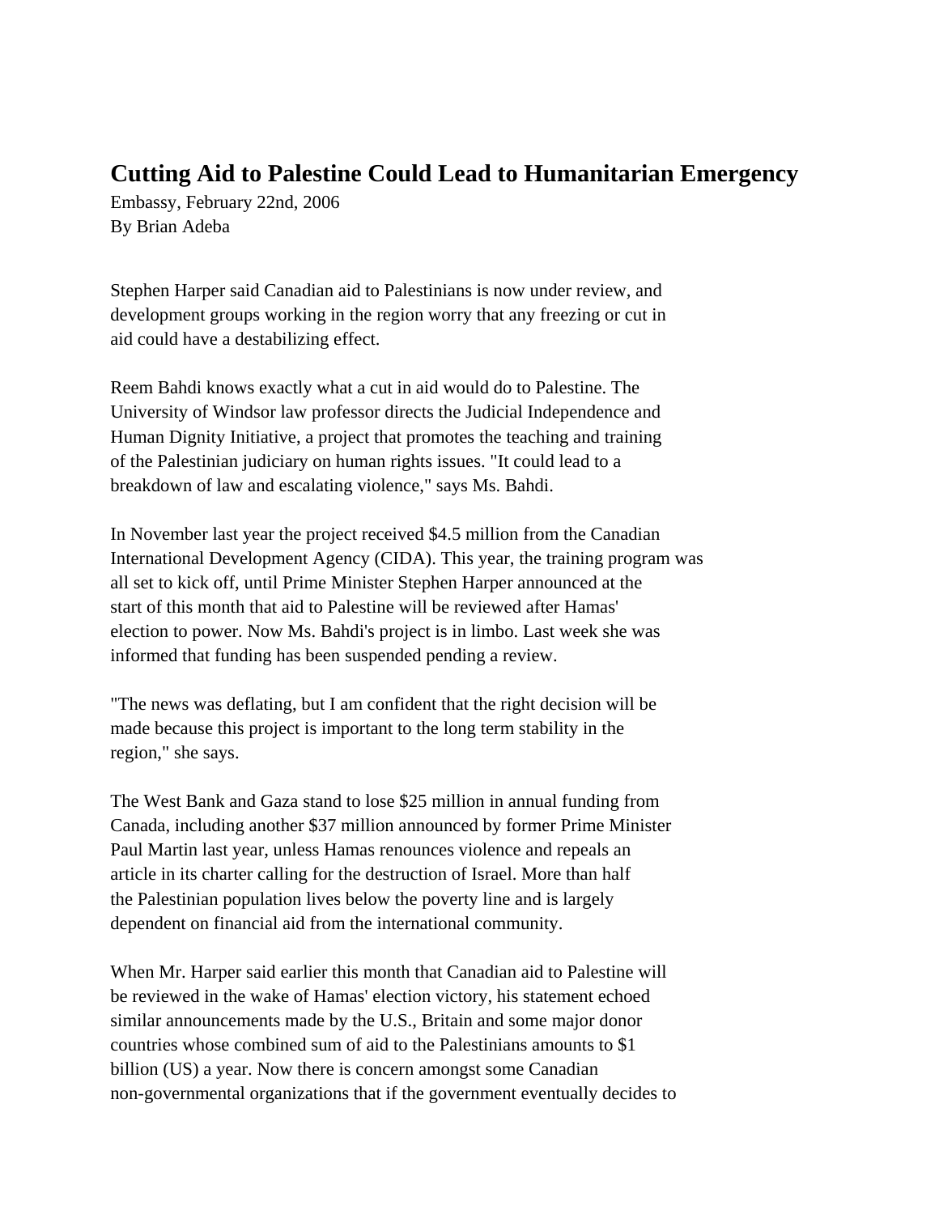# Cutting Aid to Palestine Could Lead to Humanitarian Emergency

Embassy, February 22nd, 2006
By Brian Adeba

Stephen Harper said Canadian aid to Palestinians is now under review, and development groups working in the region worry that any freezing or cut in aid could have a destabilizing effect.

Reem Bahdi knows exactly what a cut in aid would do to Palestine. The University of Windsor law professor directs the Judicial Independence and Human Dignity Initiative, a project that promotes the teaching and training of the Palestinian judiciary on human rights issues. "It could lead to a breakdown of law and escalating violence," says Ms. Bahdi.

In November last year the project received $4.5 million from the Canadian International Development Agency (CIDA). This year, the training program was all set to kick off, until Prime Minister Stephen Harper announced at the start of this month that aid to Palestine will be reviewed after Hamas' election to power. Now Ms. Bahdi's project is in limbo. Last week she was informed that funding has been suspended pending a review.

"The news was deflating, but I am confident that the right decision will be made because this project is important to the long term stability in the region," she says.

The West Bank and Gaza stand to lose $25 million in annual funding from Canada, including another $37 million announced by former Prime Minister Paul Martin last year, unless Hamas renounces violence and repeals an article in its charter calling for the destruction of Israel. More than half the Palestinian population lives below the poverty line and is largely dependent on financial aid from the international community.

When Mr. Harper said earlier this month that Canadian aid to Palestine will be reviewed in the wake of Hamas' election victory, his statement echoed similar announcements made by the U.S., Britain and some major donor countries whose combined sum of aid to the Palestinians amounts to $1 billion (US) a year. Now there is concern amongst some Canadian non-governmental organizations that if the government eventually decides to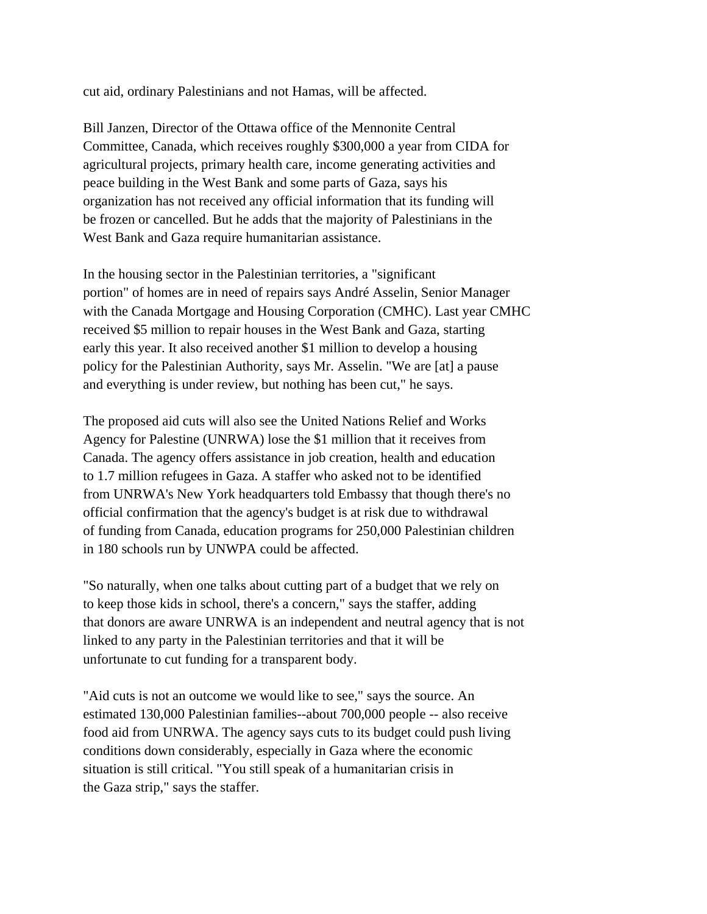cut aid, ordinary Palestinians and not Hamas, will be affected.

Bill Janzen, Director of the Ottawa office of the Mennonite Central Committee, Canada, which receives roughly $300,000 a year from CIDA for agricultural projects, primary health care, income generating activities and peace building in the West Bank and some parts of Gaza, says his organization has not received any official information that its funding will be frozen or cancelled. But he adds that the majority of Palestinians in the West Bank and Gaza require humanitarian assistance.

In the housing sector in the Palestinian territories, a "significant portion" of homes are in need of repairs says André Asselin, Senior Manager with the Canada Mortgage and Housing Corporation (CMHC). Last year CMHC received $5 million to repair houses in the West Bank and Gaza, starting early this year. It also received another $1 million to develop a housing policy for the Palestinian Authority, says Mr. Asselin. "We are [at] a pause and everything is under review, but nothing has been cut," he says.

The proposed aid cuts will also see the United Nations Relief and Works Agency for Palestine (UNRWA) lose the $1 million that it receives from Canada. The agency offers assistance in job creation, health and education to 1.7 million refugees in Gaza. A staffer who asked not to be identified from UNRWA's New York headquarters told Embassy that though there's no official confirmation that the agency's budget is at risk due to withdrawal of funding from Canada, education programs for 250,000 Palestinian children in 180 schools run by UNWPA could be affected.

"So naturally, when one talks about cutting part of a budget that we rely on to keep those kids in school, there's a concern," says the staffer, adding that donors are aware UNRWA is an independent and neutral agency that is not linked to any party in the Palestinian territories and that it will be unfortunate to cut funding for a transparent body.

"Aid cuts is not an outcome we would like to see," says the source. An estimated 130,000 Palestinian families--about 700,000 people -- also receive food aid from UNRWA. The agency says cuts to its budget could push living conditions down considerably, especially in Gaza where the economic situation is still critical. "You still speak of a humanitarian crisis in the Gaza strip," says the staffer.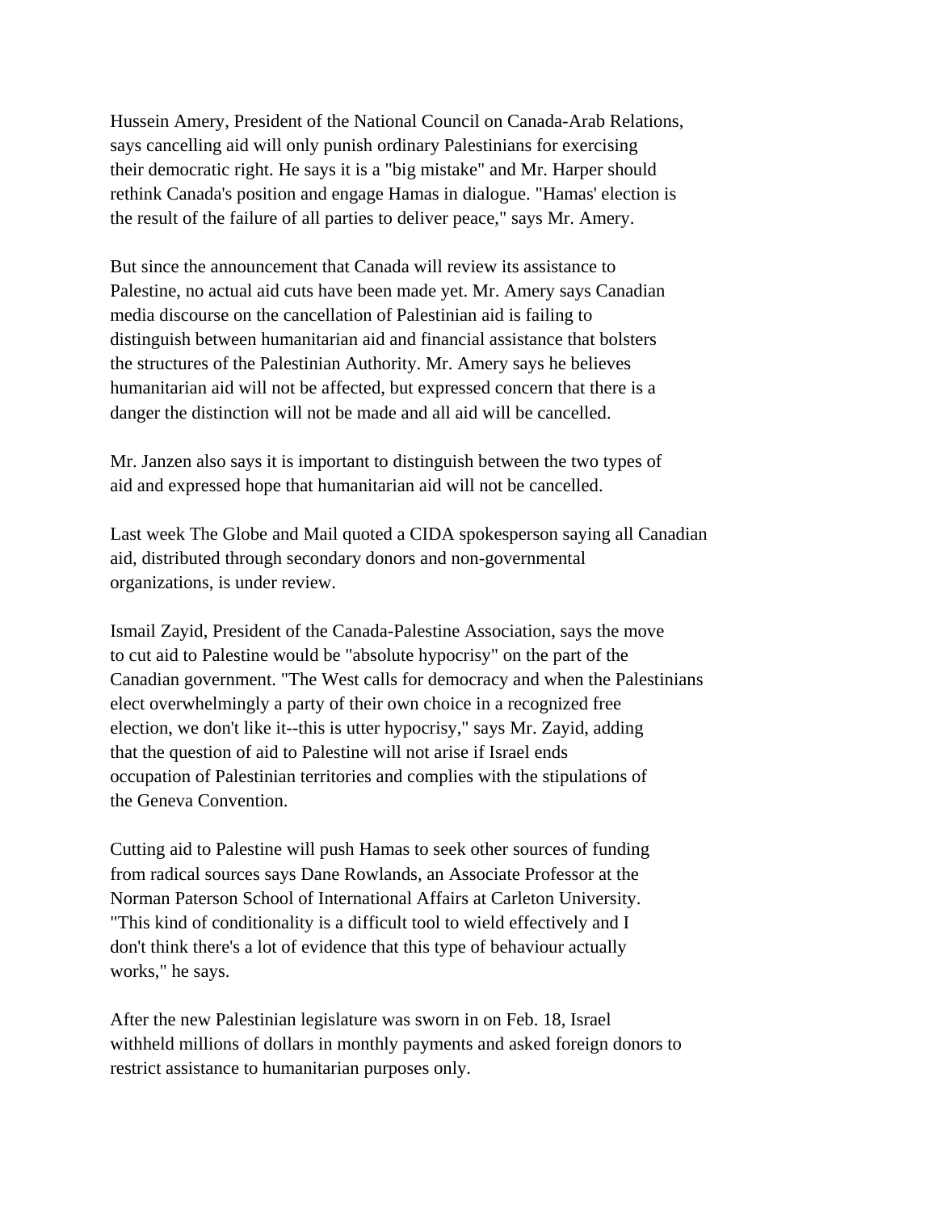Hussein Amery, President of the National Council on Canada-Arab Relations, says cancelling aid will only punish ordinary Palestinians for exercising their democratic right. He says it is a "big mistake" and Mr. Harper should rethink Canada's position and engage Hamas in dialogue. "Hamas' election is the result of the failure of all parties to deliver peace," says Mr. Amery.

But since the announcement that Canada will review its assistance to Palestine, no actual aid cuts have been made yet. Mr. Amery says Canadian media discourse on the cancellation of Palestinian aid is failing to distinguish between humanitarian aid and financial assistance that bolsters the structures of the Palestinian Authority. Mr. Amery says he believes humanitarian aid will not be affected, but expressed concern that there is a danger the distinction will not be made and all aid will be cancelled.

Mr. Janzen also says it is important to distinguish between the two types of aid and expressed hope that humanitarian aid will not be cancelled.

Last week The Globe and Mail quoted a CIDA spokesperson saying all Canadian aid, distributed through secondary donors and non-governmental organizations, is under review.

Ismail Zayid, President of the Canada-Palestine Association, says the move to cut aid to Palestine would be "absolute hypocrisy" on the part of the Canadian government. "The West calls for democracy and when the Palestinians elect overwhelmingly a party of their own choice in a recognized free election, we don't like it--this is utter hypocrisy," says Mr. Zayid, adding that the question of aid to Palestine will not arise if Israel ends occupation of Palestinian territories and complies with the stipulations of the Geneva Convention.

Cutting aid to Palestine will push Hamas to seek other sources of funding from radical sources says Dane Rowlands, an Associate Professor at the Norman Paterson School of International Affairs at Carleton University. "This kind of conditionality is a difficult tool to wield effectively and I don't think there's a lot of evidence that this type of behaviour actually works," he says.

After the new Palestinian legislature was sworn in on Feb. 18, Israel withheld millions of dollars in monthly payments and asked foreign donors to restrict assistance to humanitarian purposes only.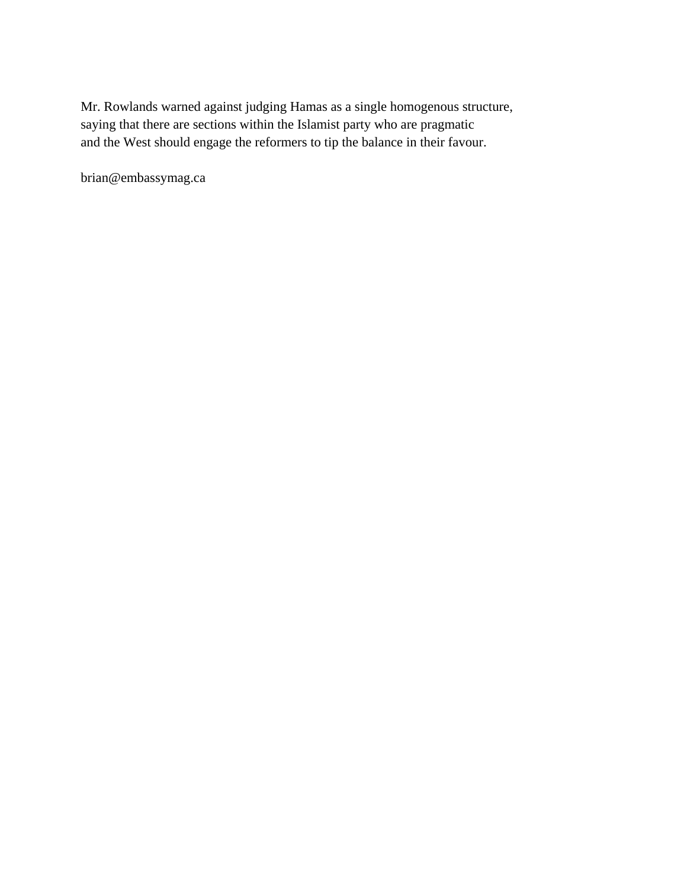Mr. Rowlands warned against judging Hamas as a single homogenous structure, saying that there are sections within the Islamist party who are pragmatic and the West should engage the reformers to tip the balance in their favour.

brian@embassymag.ca